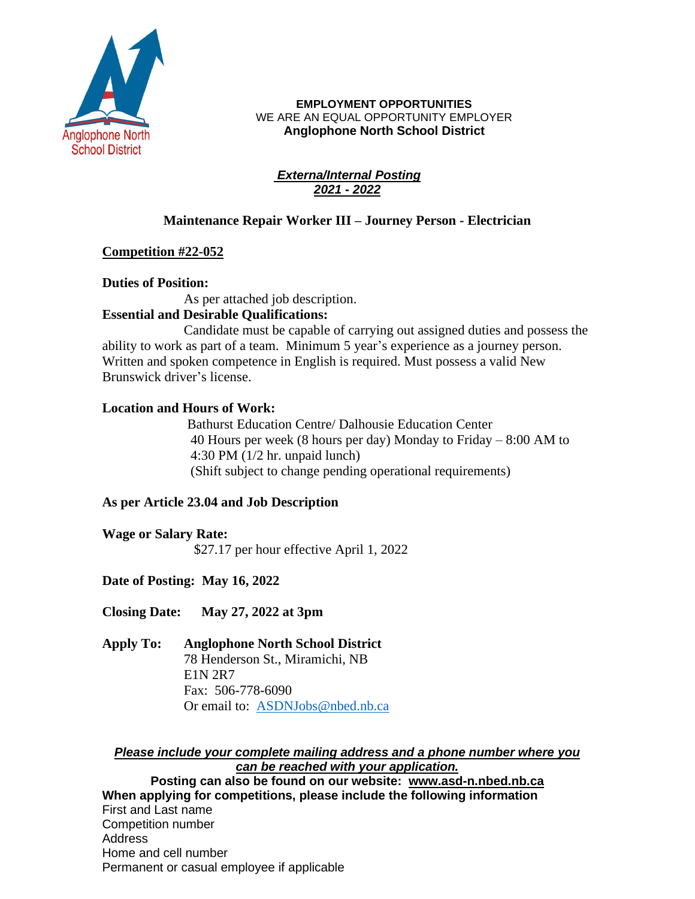**EMPLOYMENT OPPORTUNITIES**
WE ARE AN EQUAL OPPORTUNITY EMPLOYER
**Anglophone North School District**

***Externa/Internal Posting***
***2021 - 2022***

## Maintenance Repair Worker III – Journey Person - Electrician

**Competition #22-052**

**Duties of Position:**
As per attached job description.

**Essential and Desirable Qualifications:**
Candidate must be capable of carrying out assigned duties and possess the ability to work as part of a team. Minimum 5 year's experience as a journey person. Written and spoken competence in English is required. Must possess a valid New Brunswick driver's license.

**Location and Hours of Work:**
Bathurst Education Centre/ Dalhousie Education Center
40 Hours per week (8 hours per day) Monday to Friday – 8:00 AM to 4:30 PM (1/2 hr. unpaid lunch)
(Shift subject to change pending operational requirements)

**As per Article 23.04 and Job Description**

**Wage or Salary Rate:**
$27.17 per hour effective April 1, 2022

**Date of Posting: May 16, 2022**

**Closing Date: May 27, 2022 at 3pm**

**Apply To:** **Anglophone North School District**
78 Henderson St., Miramichi, NB
E1N 2R7
Fax: 506-778-6090
Or email to: ASDNJobs@nbed.nb.ca

***Please include your complete mailing address and a phone number where you can be reached with your application.***

**Posting can also be found on our website: www.asd-n.nbed.nb.ca**

**When applying for competitions, please include the following information**

First and Last name
Competition number
Address
Home and cell number
Permanent or casual employee if applicable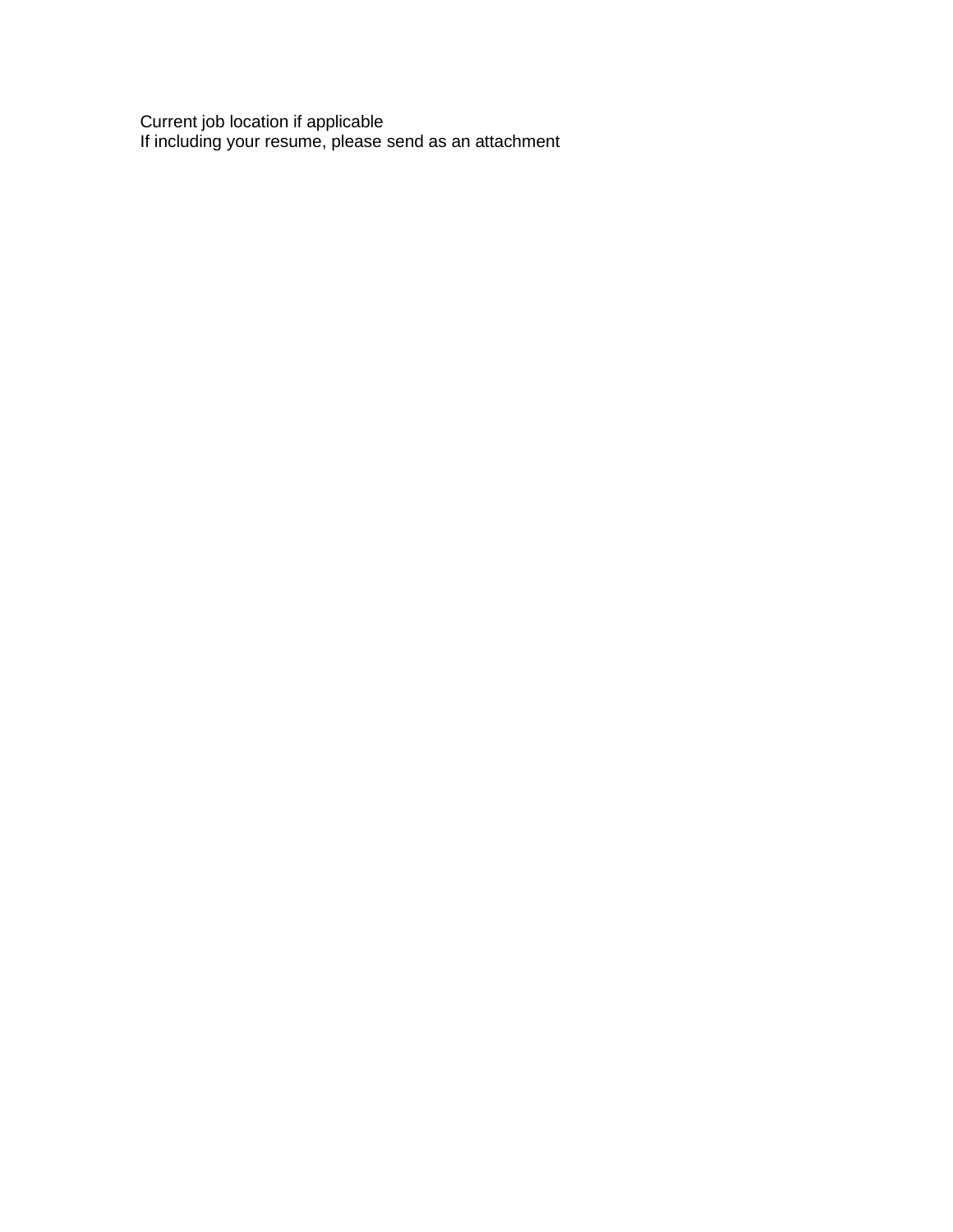Current job location if applicable
If including your resume, please send as an attachment